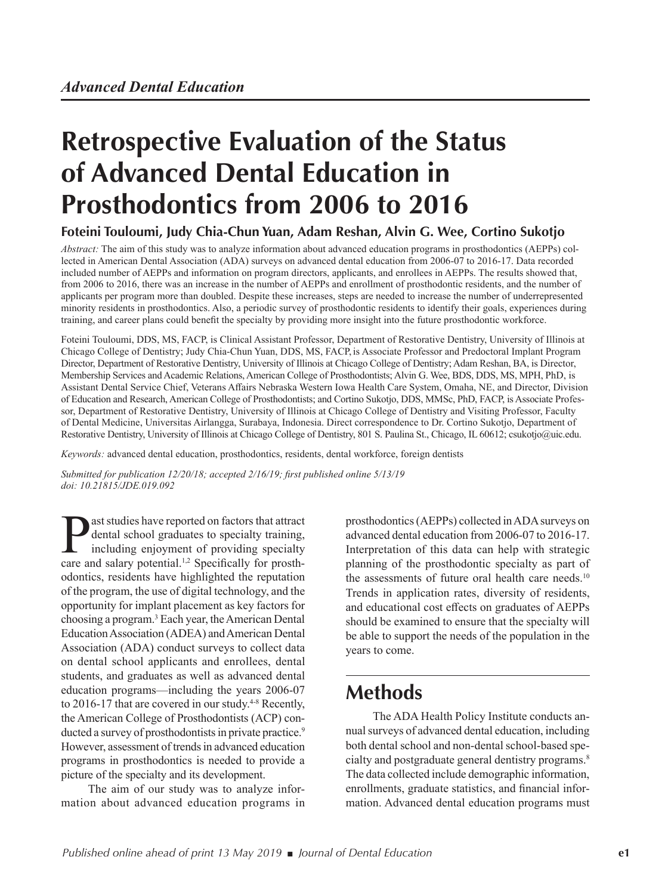*Advanced Dental Education*

# Retrospective Evaluation of the Status of Advanced Dental Education in Prosthodontics from 2006 to 2016

**Foteini Touloumi, Judy Chia-Chun Yuan, Adam Reshan, Alvin G. Wee, Cortino Sukotjo**

*Abstract:* The aim of this study was to analyze information about advanced education programs in prosthodontics (AEPPs) collected in American Dental Association (ADA) surveys on advanced dental education from 2006-07 to 2016-17. Data recorded included number of AEPPs and information on program directors, applicants, and enrollees in AEPPs. The results showed that, from 2006 to 2016, there was an increase in the number of AEPPs and enrollment of prosthodontic residents, and the number of applicants per program more than doubled. Despite these increases, steps are needed to increase the number of underrepresented minority residents in prosthodontics. Also, a periodic survey of prosthodontic residents to identify their goals, experiences during training, and career plans could benefit the specialty by providing more insight into the future prosthodontic workforce.

Foteini Touloumi, DDS, MS, FACP, is Clinical Assistant Professor, Department of Restorative Dentistry, University of Illinois at Chicago College of Dentistry; Judy Chia-Chun Yuan, DDS, MS, FACP, is Associate Professor and Predoctoral Implant Program Director, Department of Restorative Dentistry, University of Illinois at Chicago College of Dentistry; Adam Reshan, BA, is Director, Membership Services and Academic Relations, American College of Prosthodontists; Alvin G. Wee, BDS, DDS, MS, MPH, PhD, is Assistant Dental Service Chief, Veterans Affairs Nebraska Western Iowa Health Care System, Omaha, NE, and Director, Division of Education and Research, American College of Prosthodontists; and Cortino Sukotjo, DDS, MMSc, PhD, FACP, is Associate Professor, Department of Restorative Dentistry, University of Illinois at Chicago College of Dentistry and Visiting Professor, Faculty of Dental Medicine, Universitas Airlangga, Surabaya, Indonesia. Direct correspondence to Dr. Cortino Sukotjo, Department of Restorative Dentistry, University of Illinois at Chicago College of Dentistry, 801 S. Paulina St., Chicago, IL 60612; csukotjo@uic.edu.

*Keywords:* advanced dental education, prosthodontics, residents, dental workforce, foreign dentists

*Submitted for publication 12/20/18; accepted 2/16/19; first published online 5/13/19*
*doi: 10.21815/JDE.019.092*

Past studies have reported on factors that attract dental school graduates to specialty training, including enjoyment of providing specialty care and salary potential.[1,2] Specifically for prosthodontics, residents have highlighted the reputation of the program, the use of digital technology, and the opportunity for implant placement as key factors for choosing a program.[3] Each year, the American Dental Education Association (ADEA) and American Dental Association (ADA) conduct surveys to collect data on dental school applicants and enrollees, dental students, and graduates as well as advanced dental education programs—including the years 2006-07 to 2016-17 that are covered in our study.[4-8] Recently, the American College of Prosthodontists (ACP) conducted a survey of prosthodontists in private practice.[9] However, assessment of trends in advanced education programs in prosthodontics is needed to provide a picture of the specialty and its development.

The aim of our study was to analyze information about advanced education programs in prosthodontics (AEPPs) collected in ADA surveys on advanced dental education from 2006-07 to 2016-17. Interpretation of this data can help with strategic planning of the prosthodontic specialty as part of the assessments of future oral health care needs.[10] Trends in application rates, diversity of residents, and educational cost effects on graduates of AEPPs should be examined to ensure that the specialty will be able to support the needs of the population in the years to come.

## Methods

The ADA Health Policy Institute conducts annual surveys of advanced dental education, including both dental school and non-dental school-based specialty and postgraduate general dentistry programs.[8] The data collected include demographic information, enrollments, graduate statistics, and financial information. Advanced dental education programs must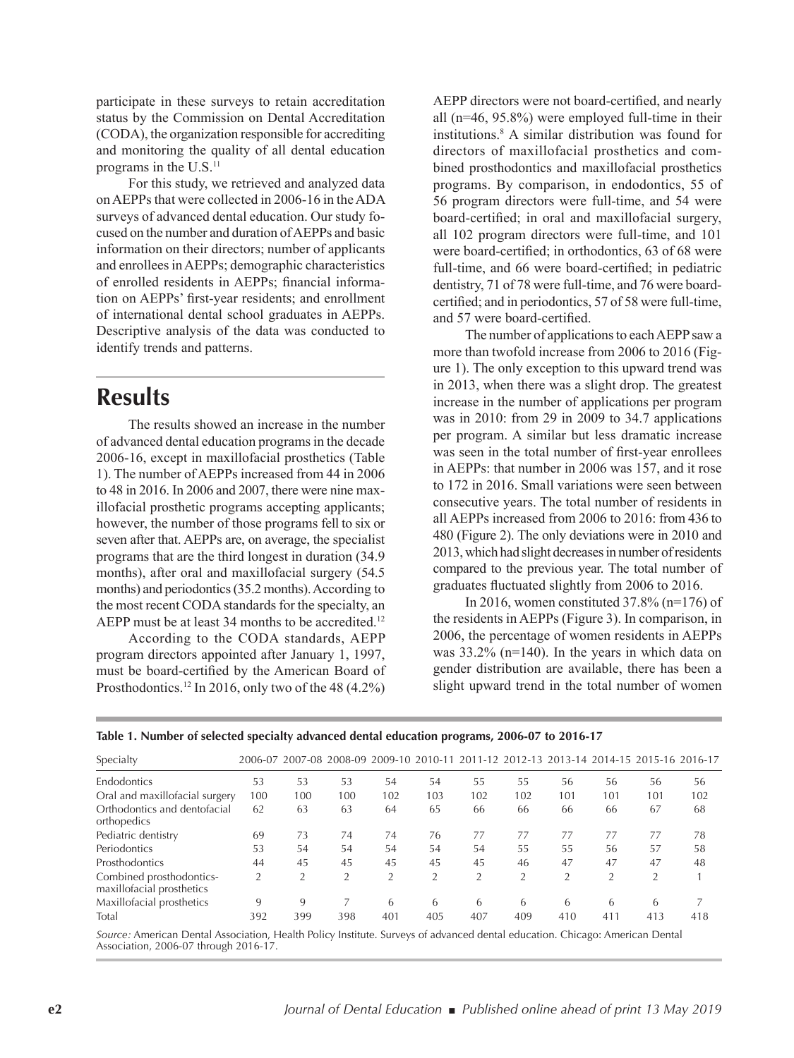participate in these surveys to retain accreditation status by the Commission on Dental Accreditation (CODA), the organization responsible for accrediting and monitoring the quality of all dental education programs in the U.S.[11]

For this study, we retrieved and analyzed data on AEPPs that were collected in 2006-16 in the ADA surveys of advanced dental education. Our study focused on the number and duration of AEPPs and basic information on their directors; number of applicants and enrollees in AEPPs; demographic characteristics of enrolled residents in AEPPs; financial information on AEPPs' first-year residents; and enrollment of international dental school graduates in AEPPs. Descriptive analysis of the data was conducted to identify trends and patterns.

## Results

The results showed an increase in the number of advanced dental education programs in the decade 2006-16, except in maxillofacial prosthetics (Table 1). The number of AEPPs increased from 44 in 2006 to 48 in 2016. In 2006 and 2007, there were nine maxillofacial prosthetic programs accepting applicants; however, the number of those programs fell to six or seven after that. AEPPs are, on average, the specialist programs that are the third longest in duration (34.9 months), after oral and maxillofacial surgery (54.5 months) and periodontics (35.2 months). According to the most recent CODA standards for the specialty, an AEPP must be at least 34 months to be accredited.[12]

According to the CODA standards, AEPP program directors appointed after January 1, 1997, must be board-certified by the American Board of Prosthodontics.[12] In 2016, only two of the 48 (4.2%) AEPP directors were not board-certified, and nearly all (n=46, 95.8%) were employed full-time in their institutions.[8] A similar distribution was found for directors of maxillofacial prosthetics and combined prosthodontics and maxillofacial prosthetics programs. By comparison, in endodontics, 55 of 56 program directors were full-time, and 54 were board-certified; in oral and maxillofacial surgery, all 102 program directors were full-time, and 101 were board-certified; in orthodontics, 63 of 68 were full-time, and 66 were board-certified; in pediatric dentistry, 71 of 78 were full-time, and 76 were board-certified; and in periodontics, 57 of 58 were full-time, and 57 were board-certified.

The number of applications to each AEPP saw a more than twofold increase from 2006 to 2016 (Figure 1). The only exception to this upward trend was in 2013, when there was a slight drop. The greatest increase in the number of applications per program was in 2010: from 29 in 2009 to 34.7 applications per program. A similar but less dramatic increase was seen in the total number of first-year enrollees in AEPPs: that number in 2006 was 157, and it rose to 172 in 2016. Small variations were seen between consecutive years. The total number of residents in all AEPPs increased from 2006 to 2016: from 436 to 480 (Figure 2). The only deviations were in 2010 and 2013, which had slight decreases in number of residents compared to the previous year. The total number of graduates fluctuated slightly from 2006 to 2016.

In 2016, women constituted 37.8% (n=176) of the residents in AEPPs (Figure 3). In comparison, in 2006, the percentage of women residents in AEPPs was 33.2% (n=140). In the years in which data on gender distribution are available, there has been a slight upward trend in the total number of women

**Table 1. Number of selected specialty advanced dental education programs, 2006-07 to 2016-17**

| Specialty | 2006-07 | 2007-08 | 2008-09 | 2009-10 | 2010-11 | 2011-12 | 2012-13 | 2013-14 | 2014-15 | 2015-16 | 2016-17 |
|---|---|---|---|---|---|---|---|---|---|---|---|
| Endodontics | 53 | 53 | 53 | 54 | 54 | 55 | 55 | 56 | 56 | 56 | 56 |
| Oral and maxillofacial surgery | 100 | 100 | 100 | 102 | 103 | 102 | 102 | 101 | 101 | 101 | 102 |
| Orthodontics and dentofacial orthopedics | 62 | 63 | 63 | 64 | 65 | 66 | 66 | 66 | 66 | 67 | 68 |
| Pediatric dentistry | 69 | 73 | 74 | 74 | 76 | 77 | 77 | 77 | 77 | 77 | 78 |
| Periodontics | 53 | 54 | 54 | 54 | 54 | 54 | 55 | 55 | 56 | 57 | 58 |
| Prosthodontics | 44 | 45 | 45 | 45 | 45 | 45 | 46 | 47 | 47 | 47 | 48 |
| Combined prosthodontics-maxillofacial prosthetics | 2 | 2 | 2 | 2 | 2 | 2 | 2 | 2 | 2 | 2 | 1 |
| Maxillofacial prosthetics | 9 | 9 | 7 | 6 | 6 | 6 | 6 | 6 | 6 | 6 | 7 |
| Total | 392 | 399 | 398 | 401 | 405 | 407 | 409 | 410 | 411 | 413 | 418 |

*Source:* American Dental Association, Health Policy Institute. Surveys of advanced dental education. Chicago: American Dental Association, 2006-07 through 2016-17.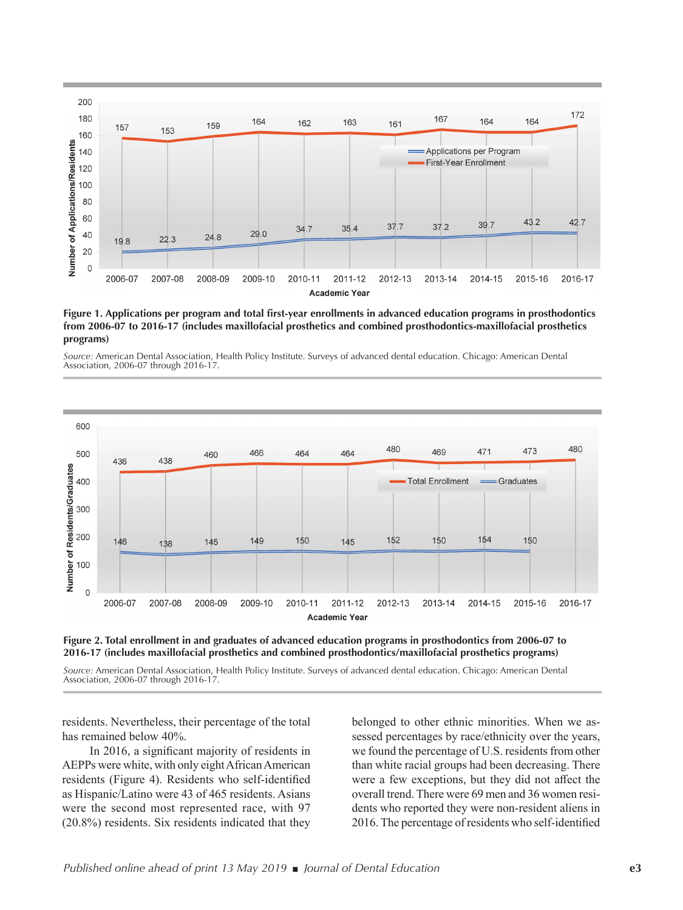**Figure 1. Applications per program and total first-year enrollments in advanced education programs in prosthodontics from 2006-07 to 2016-17 (includes maxillofacial prosthetics and combined prosthodontics-maxillofacial prosthetics programs)**

*Source:* American Dental Association, Health Policy Institute. Surveys of advanced dental education. Chicago: American Dental Association, 2006-07 through 2016-17.

**Figure 2. Total enrollment in and graduates of advanced education programs in prosthodontics from 2006-07 to 2016-17 (includes maxillofacial prosthetics and combined prosthodontics/maxillofacial prosthetics programs)**

*Source:* American Dental Association, Health Policy Institute. Surveys of advanced dental education. Chicago: American Dental Association, 2006-07 through 2016-17.

residents. Nevertheless, their percentage of the total has remained below 40%.

In 2016, a significant majority of residents in AEPPs were white, with only eight African American residents (Figure 4). Residents who self-identified as Hispanic/Latino were 43 of 465 residents. Asians were the second most represented race, with 97 (20.8%) residents. Six residents indicated that they belonged to other ethnic minorities. When we assessed percentages by race/ethnicity over the years, we found the percentage of U.S. residents from other than white racial groups had been decreasing. There were a few exceptions, but they did not affect the overall trend. There were 69 men and 36 women residents who reported they were non-resident aliens in 2016. The percentage of residents who self-identified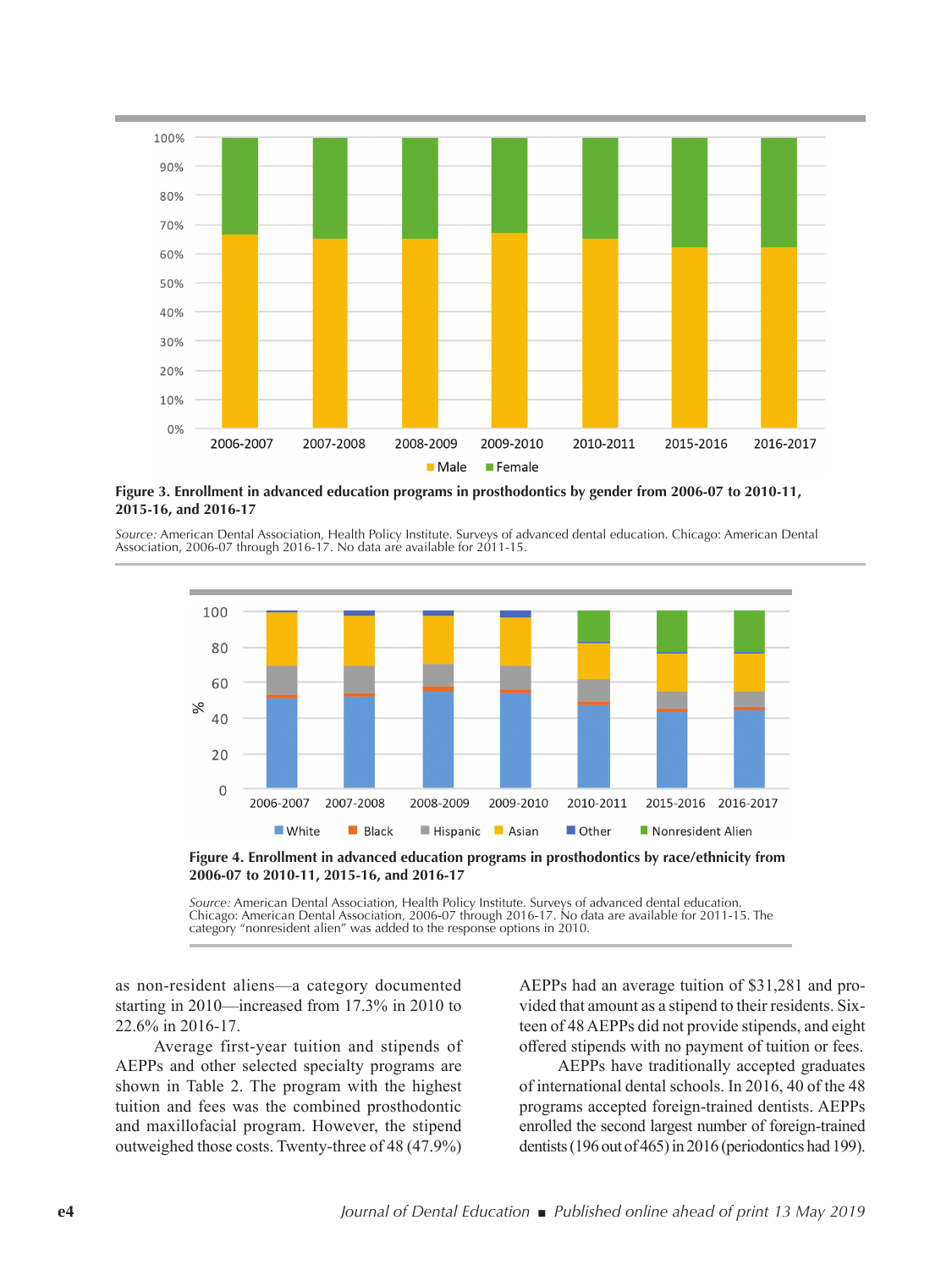**Figure 3. Enrollment in advanced education programs in prosthodontics by gender from 2006-07 to 2010-11, 2015-16, and 2016-17**

*Source:* American Dental Association, Health Policy Institute. Surveys of advanced dental education. Chicago: American Dental Association, 2006-07 through 2016-17. No data are available for 2011-15.

**Figure 4. Enrollment in advanced education programs in prosthodontics by race/ethnicity from 2006-07 to 2010-11, 2015-16, and 2016-17**

*Source:* American Dental Association, Health Policy Institute. Surveys of advanced dental education. Chicago: American Dental Association, 2006-07 through 2016-17. No data are available for 2011-15. The category "nonresident alien" was added to the response options in 2010.

as non-resident aliens—a category documented starting in 2010—increased from 17.3% in 2010 to 22.6% in 2016-17.

Average first-year tuition and stipends of AEPPs and other selected specialty programs are shown in Table 2. The program with the highest tuition and fees was the combined prosthodontic and maxillofacial program. However, the stipend outweighed those costs. Twenty-three of 48 (47.9%) AEPPs had an average tuition of $31,281 and provided that amount as a stipend to their residents. Sixteen of 48 AEPPs did not provide stipends, and eight offered stipends with no payment of tuition or fees.

AEPPs have traditionally accepted graduates of international dental schools. In 2016, 40 of the 48 programs accepted foreign-trained dentists. AEPPs enrolled the second largest number of foreign-trained dentists (196 out of 465) in 2016 (periodontics had 199).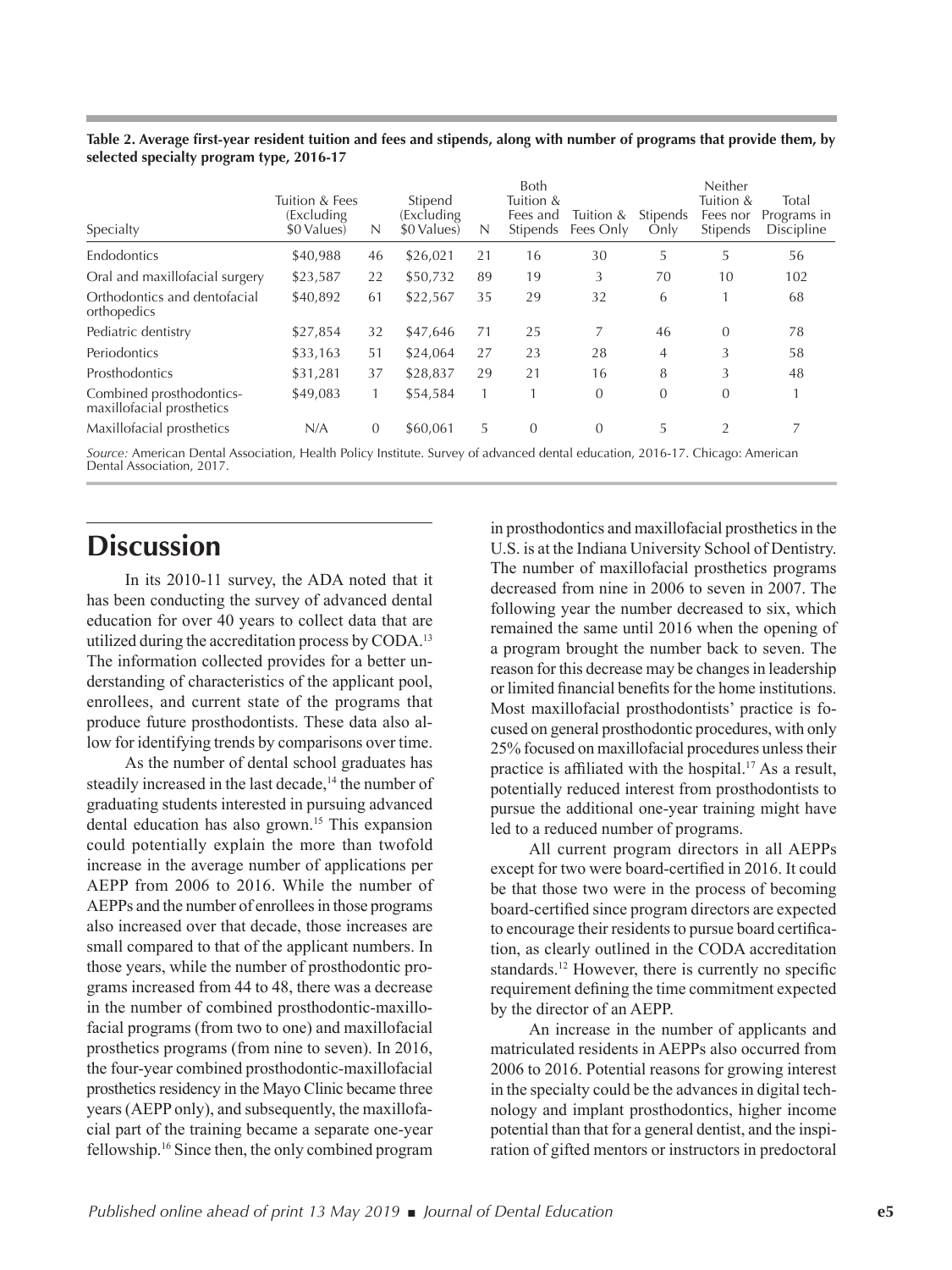**Table 2. Average first-year resident tuition and fees and stipends, along with number of programs that provide them, by selected specialty program type, 2016-17**

| Specialty | Tuition & Fees (Excluding $0 Values) | N | Stipend (Excluding $0 Values) | N | Both Tuition & Fees and Stipends | Tuition & Fees Only | Stipends Only | Neither Tuition & Fees nor Stipends | Total Programs in Discipline |
|---|---|---|---|---|---|---|---|---|---|
| Endodontics | $40,988 | 46 | $26,021 | 21 | 16 | 30 | 5 | 5 | 56 |
| Oral and maxillofacial surgery | $23,587 | 22 | $50,732 | 89 | 19 | 3 | 70 | 10 | 102 |
| Orthodontics and dentofacial orthopedics | $40,892 | 61 | $22,567 | 35 | 29 | 32 | 6 | 1 | 68 |
| Pediatric dentistry | $27,854 | 32 | $47,646 | 71 | 25 | 7 | 46 | 0 | 78 |
| Periodontics | $33,163 | 51 | $24,064 | 27 | 23 | 28 | 4 | 3 | 58 |
| Prosthodontics | $31,281 | 37 | $28,837 | 29 | 21 | 16 | 8 | 3 | 48 |
| Combined prosthodontics-maxillofacial prosthetics | $49,083 | 1 | $54,584 | 1 | 1 | 0 | 0 | 0 | 1 |
| Maxillofacial prosthetics | N/A | 0 | $60,061 | 5 | 0 | 0 | 5 | 2 | 7 |

*Source:* American Dental Association, Health Policy Institute. Survey of advanced dental education, 2016-17. Chicago: American Dental Association, 2017.

## Discussion

In its 2010-11 survey, the ADA noted that it has been conducting the survey of advanced dental education for over 40 years to collect data that are utilized during the accreditation process by CODA.[13] The information collected provides for a better understanding of characteristics of the applicant pool, enrollees, and current state of the programs that produce future prosthodontists. These data also allow for identifying trends by comparisons over time.

As the number of dental school graduates has steadily increased in the last decade,[14] the number of graduating students interested in pursuing advanced dental education has also grown.[15] This expansion could potentially explain the more than twofold increase in the average number of applications per AEPP from 2006 to 2016. While the number of AEPPs and the number of enrollees in those programs also increased over that decade, those increases are small compared to that of the applicant numbers. In those years, while the number of prosthodontic programs increased from 44 to 48, there was a decrease in the number of combined prosthodontic-maxillofacial programs (from two to one) and maxillofacial prosthetics programs (from nine to seven). In 2016, the four-year combined prosthodontic-maxillofacial prosthetics residency in the Mayo Clinic became three years (AEPP only), and subsequently, the maxillofacial part of the training became a separate one-year fellowship.[16] Since then, the only combined program in prosthodontics and maxillofacial prosthetics in the U.S. is at the Indiana University School of Dentistry. The number of maxillofacial prosthetics programs decreased from nine in 2006 to seven in 2007. The following year the number decreased to six, which remained the same until 2016 when the opening of a program brought the number back to seven. The reason for this decrease may be changes in leadership or limited financial benefits for the home institutions. Most maxillofacial prosthodontists' practice is focused on general prosthodontic procedures, with only 25% focused on maxillofacial procedures unless their practice is affiliated with the hospital.[17] As a result, potentially reduced interest from prosthodontists to pursue the additional one-year training might have led to a reduced number of programs.

All current program directors in all AEPPs except for two were board-certified in 2016. It could be that those two were in the process of becoming board-certified since program directors are expected to encourage their residents to pursue board certification, as clearly outlined in the CODA accreditation standards.[12] However, there is currently no specific requirement defining the time commitment expected by the director of an AEPP.

An increase in the number of applicants and matriculated residents in AEPPs also occurred from 2006 to 2016. Potential reasons for growing interest in the specialty could be the advances in digital technology and implant prosthodontics, higher income potential than that for a general dentist, and the inspiration of gifted mentors or instructors in predoctoral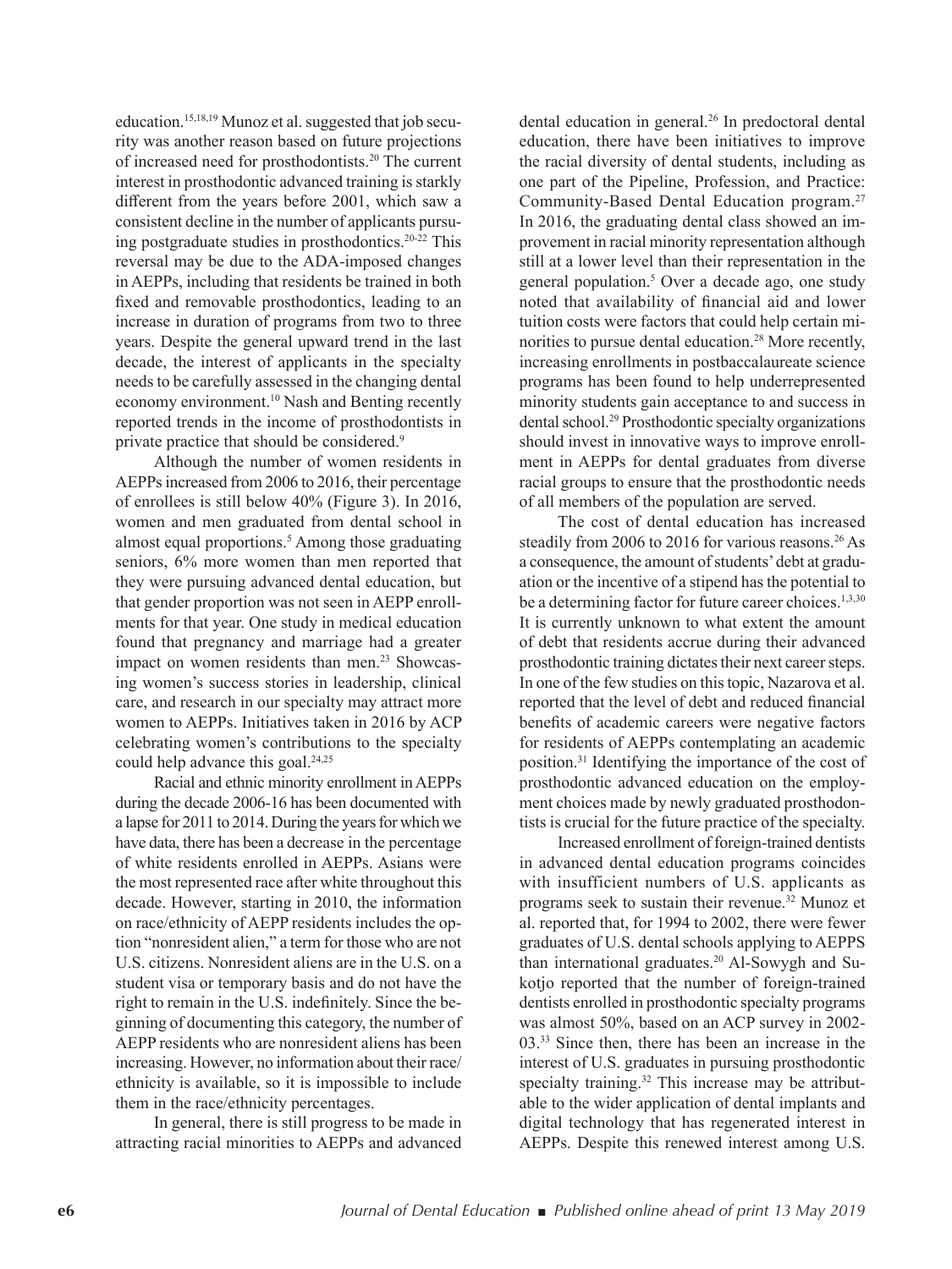education.[15,18,19] Munoz et al. suggested that job security was another reason based on future projections of increased need for prosthodontists.[20] The current interest in prosthodontic advanced training is starkly different from the years before 2001, which saw a consistent decline in the number of applicants pursuing postgraduate studies in prosthodontics.[20-22] This reversal may be due to the ADA-imposed changes in AEPPs, including that residents be trained in both fixed and removable prosthodontics, leading to an increase in duration of programs from two to three years. Despite the general upward trend in the last decade, the interest of applicants in the specialty needs to be carefully assessed in the changing dental economy environment.[10] Nash and Benting recently reported trends in the income of prosthodontists in private practice that should be considered.[9]

Although the number of women residents in AEPPs increased from 2006 to 2016, their percentage of enrollees is still below 40% (Figure 3). In 2016, women and men graduated from dental school in almost equal proportions.[5] Among those graduating seniors, 6% more women than men reported that they were pursuing advanced dental education, but that gender proportion was not seen in AEPP enrollments for that year. One study in medical education found that pregnancy and marriage had a greater impact on women residents than men.[23] Showcasing women's success stories in leadership, clinical care, and research in our specialty may attract more women to AEPPs. Initiatives taken in 2016 by ACP celebrating women's contributions to the specialty could help advance this goal.[24,25]

Racial and ethnic minority enrollment in AEPPs during the decade 2006-16 has been documented with a lapse for 2011 to 2014. During the years for which we have data, there has been a decrease in the percentage of white residents enrolled in AEPPs. Asians were the most represented race after white throughout this decade. However, starting in 2010, the information on race/ethnicity of AEPP residents includes the option "nonresident alien," a term for those who are not U.S. citizens. Nonresident aliens are in the U.S. on a student visa or temporary basis and do not have the right to remain in the U.S. indefinitely. Since the beginning of documenting this category, the number of AEPP residents who are nonresident aliens has been increasing. However, no information about their race/ethnicity is available, so it is impossible to include them in the race/ethnicity percentages.

In general, there is still progress to be made in attracting racial minorities to AEPPs and advanced dental education in general.[26] In predoctoral dental education, there have been initiatives to improve the racial diversity of dental students, including as one part of the Pipeline, Profession, and Practice: Community-Based Dental Education program.[27] In 2016, the graduating dental class showed an improvement in racial minority representation although still at a lower level than their representation in the general population.[5] Over a decade ago, one study noted that availability of financial aid and lower tuition costs were factors that could help certain minorities to pursue dental education.[28] More recently, increasing enrollments in postbaccalaureate science programs has been found to help underrepresented minority students gain acceptance to and success in dental school.[29] Prosthodontic specialty organizations should invest in innovative ways to improve enrollment in AEPPs for dental graduates from diverse racial groups to ensure that the prosthodontic needs of all members of the population are served.

The cost of dental education has increased steadily from 2006 to 2016 for various reasons.[26] As a consequence, the amount of students' debt at graduation or the incentive of a stipend has the potential to be a determining factor for future career choices.[1,3,30] It is currently unknown to what extent the amount of debt that residents accrue during their advanced prosthodontic training dictates their next career steps. In one of the few studies on this topic, Nazarova et al. reported that the level of debt and reduced financial benefits of academic careers were negative factors for residents of AEPPs contemplating an academic position.[31] Identifying the importance of the cost of prosthodontic advanced education on the employment choices made by newly graduated prosthodontists is crucial for the future practice of the specialty.

Increased enrollment of foreign-trained dentists in advanced dental education programs coincides with insufficient numbers of U.S. applicants as programs seek to sustain their revenue.[32] Munoz et al. reported that, for 1994 to 2002, there were fewer graduates of U.S. dental schools applying to AEPPS than international graduates.[20] Al-Sowygh and Sukotjo reported that the number of foreign-trained dentists enrolled in prosthodontic specialty programs was almost 50%, based on an ACP survey in 2002-03.[33] Since then, there has been an increase in the interest of U.S. graduates in pursuing prosthodontic specialty training.[32] This increase may be attributable to the wider application of dental implants and digital technology that has regenerated interest in AEPPs. Despite this renewed interest among U.S.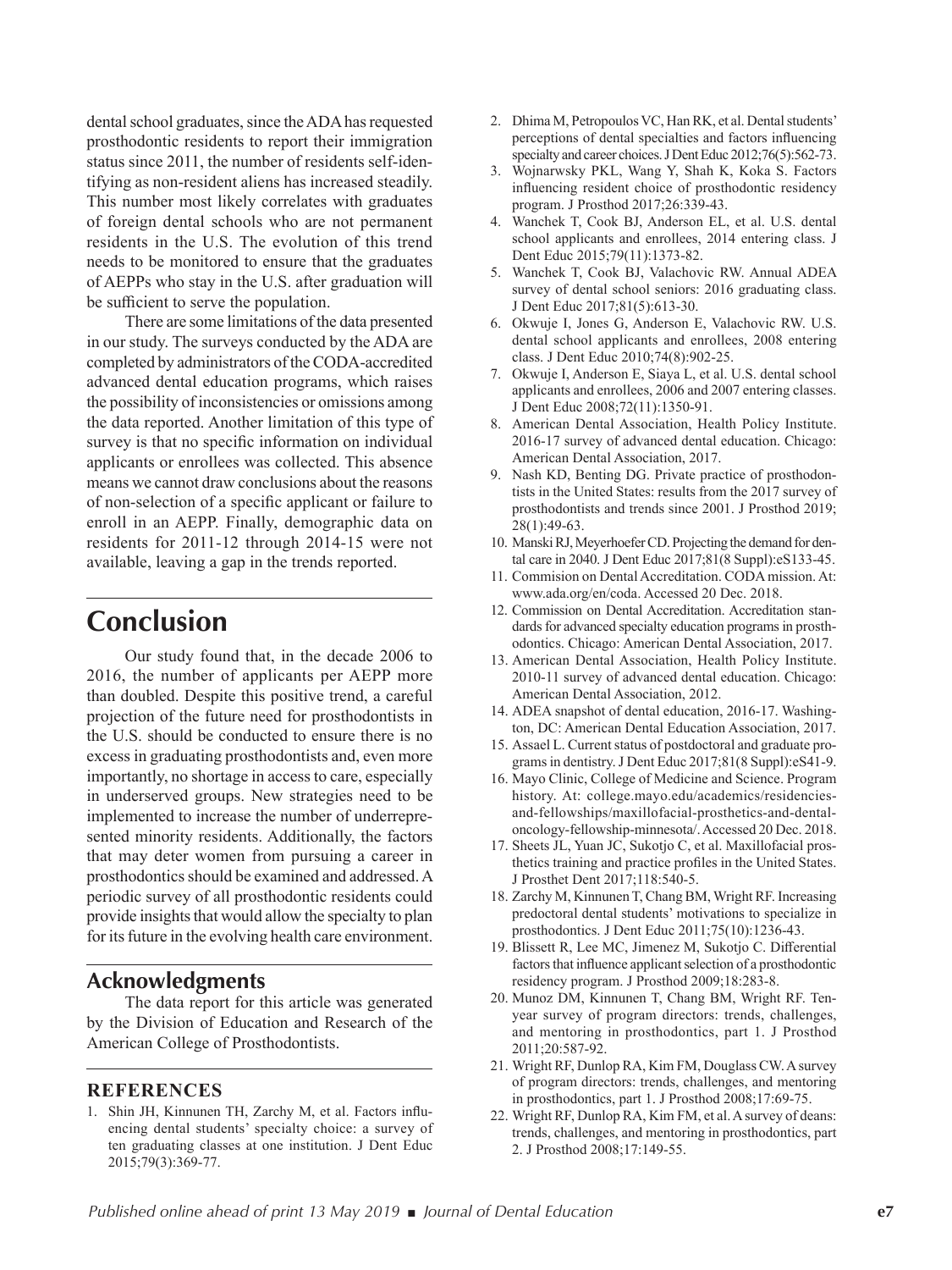dental school graduates, since the ADA has requested prosthodontic residents to report their immigration status since 2011, the number of residents self-identifying as non-resident aliens has increased steadily. This number most likely correlates with graduates of foreign dental schools who are not permanent residents in the U.S. The evolution of this trend needs to be monitored to ensure that the graduates of AEPPs who stay in the U.S. after graduation will be sufficient to serve the population.

There are some limitations of the data presented in our study. The surveys conducted by the ADA are completed by administrators of the CODA-accredited advanced dental education programs, which raises the possibility of inconsistencies or omissions among the data reported. Another limitation of this type of survey is that no specific information on individual applicants or enrollees was collected. This absence means we cannot draw conclusions about the reasons of non-selection of a specific applicant or failure to enroll in an AEPP. Finally, demographic data on residents for 2011-12 through 2014-15 were not available, leaving a gap in the trends reported.

# Conclusion

Our study found that, in the decade 2006 to 2016, the number of applicants per AEPP more than doubled. Despite this positive trend, a careful projection of the future need for prosthodontists in the U.S. should be conducted to ensure there is no excess in graduating prosthodontists and, even more importantly, no shortage in access to care, especially in underserved groups. New strategies need to be implemented to increase the number of underrepresented minority residents. Additionally, the factors that may deter women from pursuing a career in prosthodontics should be examined and addressed. A periodic survey of all prosthodontic residents could provide insights that would allow the specialty to plan for its future in the evolving health care environment.

## Acknowledgments

The data report for this article was generated by the Division of Education and Research of the American College of Prosthodontists.

### REFERENCES

1. Shin JH, Kinnunen TH, Zarchy M, et al. Factors influencing dental students' specialty choice: a survey of ten graduating classes at one institution. J Dent Educ 2015;79(3):369-77.
2. Dhima M, Petropoulos VC, Han RK, et al. Dental students' perceptions of dental specialties and factors influencing specialty and career choices. J Dent Educ 2012;76(5):562-73.
3. Wojnarwsky PKL, Wang Y, Shah K, Koka S. Factors influencing resident choice of prosthodontic residency program. J Prosthod 2017;26:339-43.
4. Wanchek T, Cook BJ, Anderson EL, et al. U.S. dental school applicants and enrollees, 2014 entering class. J Dent Educ 2015;79(11):1373-82.
5. Wanchek T, Cook BJ, Valachovic RW. Annual ADEA survey of dental school seniors: 2016 graduating class. J Dent Educ 2017;81(5):613-30.
6. Okwuje I, Jones G, Anderson E, Valachovic RW. U.S. dental school applicants and enrollees, 2008 entering class. J Dent Educ 2010;74(8):902-25.
7. Okwuje I, Anderson E, Siaya L, et al. U.S. dental school applicants and enrollees, 2006 and 2007 entering classes. J Dent Educ 2008;72(11):1350-91.
8. American Dental Association, Health Policy Institute. 2016-17 survey of advanced dental education. Chicago: American Dental Association, 2017.
9. Nash KD, Benting DG. Private practice of prosthodontists in the United States: results from the 2017 survey of prosthodontists and trends since 2001. J Prosthod 2019; 28(1):49-63.
10. Manski RJ, Meyerhoefer CD. Projecting the demand for dental care in 2040. J Dent Educ 2017;81(8 Suppl):eS133-45.
11. Commision on Dental Accreditation. CODA mission. At: www.ada.org/en/coda. Accessed 20 Dec. 2018.
12. Commission on Dental Accreditation. Accreditation standards for advanced specialty education programs in prosthodontics. Chicago: American Dental Association, 2017.
13. American Dental Association, Health Policy Institute. 2010-11 survey of advanced dental education. Chicago: American Dental Association, 2012.
14. ADEA snapshot of dental education, 2016-17. Washington, DC: American Dental Education Association, 2017.
15. Assael L. Current status of postdoctoral and graduate programs in dentistry. J Dent Educ 2017;81(8 Suppl):eS41-9.
16. Mayo Clinic, College of Medicine and Science. Program history. At: college.mayo.edu/academics/residencies-and-fellowships/maxillofacial-prosthetics-and-dental-oncology-fellowship-minnesota/. Accessed 20 Dec. 2018.
17. Sheets JL, Yuan JC, Sukotjo C, et al. Maxillofacial prosthetics training and practice profiles in the United States. J Prosthet Dent 2017;118:540-5.
18. Zarchy M, Kinnunen T, Chang BM, Wright RF. Increasing predoctoral dental students' motivations to specialize in prosthodontics. J Dent Educ 2011;75(10):1236-43.
19. Blissett R, Lee MC, Jimenez M, Sukotjo C. Differential factors that influence applicant selection of a prosthodontic residency program. J Prosthod 2009;18:283-8.
20. Munoz DM, Kinnunen T, Chang BM, Wright RF. Ten-year survey of program directors: trends, challenges, and mentoring in prosthodontics, part 1. J Prosthod 2011;20:587-92.
21. Wright RF, Dunlop RA, Kim FM, Douglass CW. A survey of program directors: trends, challenges, and mentoring in prosthodontics, part 1. J Prosthod 2008;17:69-75.
22. Wright RF, Dunlop RA, Kim FM, et al. A survey of deans: trends, challenges, and mentoring in prosthodontics, part 2. J Prosthod 2008;17:149-55.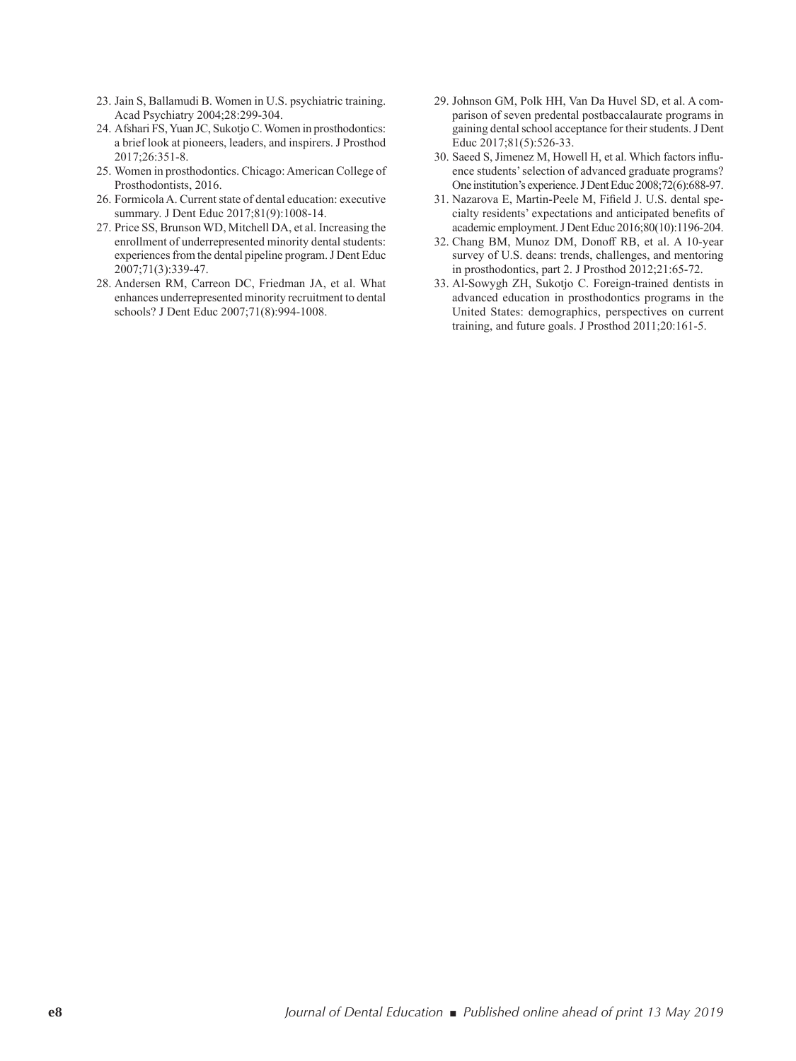23. Jain S, Ballamudi B. Women in U.S. psychiatric training. Acad Psychiatry 2004;28:299-304.
24. Afshari FS, Yuan JC, Sukotjo C. Women in prosthodontics: a brief look at pioneers, leaders, and inspirers. J Prosthod 2017;26:351-8.
25. Women in prosthodontics. Chicago: American College of Prosthodontists, 2016.
26. Formicola A. Current state of dental education: executive summary. J Dent Educ 2017;81(9):1008-14.
27. Price SS, Brunson WD, Mitchell DA, et al. Increasing the enrollment of underrepresented minority dental students: experiences from the dental pipeline program. J Dent Educ 2007;71(3):339-47.
28. Andersen RM, Carreon DC, Friedman JA, et al. What enhances underrepresented minority recruitment to dental schools? J Dent Educ 2007;71(8):994-1008.
29. Johnson GM, Polk HH, Van Da Huvel SD, et al. A comparison of seven predental postbaccalaurate programs in gaining dental school acceptance for their students. J Dent Educ 2017;81(5):526-33.
30. Saeed S, Jimenez M, Howell H, et al. Which factors influence students' selection of advanced graduate programs? One institution's experience. J Dent Educ 2008;72(6):688-97.
31. Nazarova E, Martin-Peele M, Fifield J. U.S. dental specialty residents' expectations and anticipated benefits of academic employment. J Dent Educ 2016;80(10):1196-204.
32. Chang BM, Munoz DM, Donoff RB, et al. A 10-year survey of U.S. deans: trends, challenges, and mentoring in prosthodontics, part 2. J Prosthod 2012;21:65-72.
33. Al-Sowygh ZH, Sukotjo C. Foreign-trained dentists in advanced education in prosthodontics programs in the United States: demographics, perspectives on current training, and future goals. J Prosthod 2011;20:161-5.